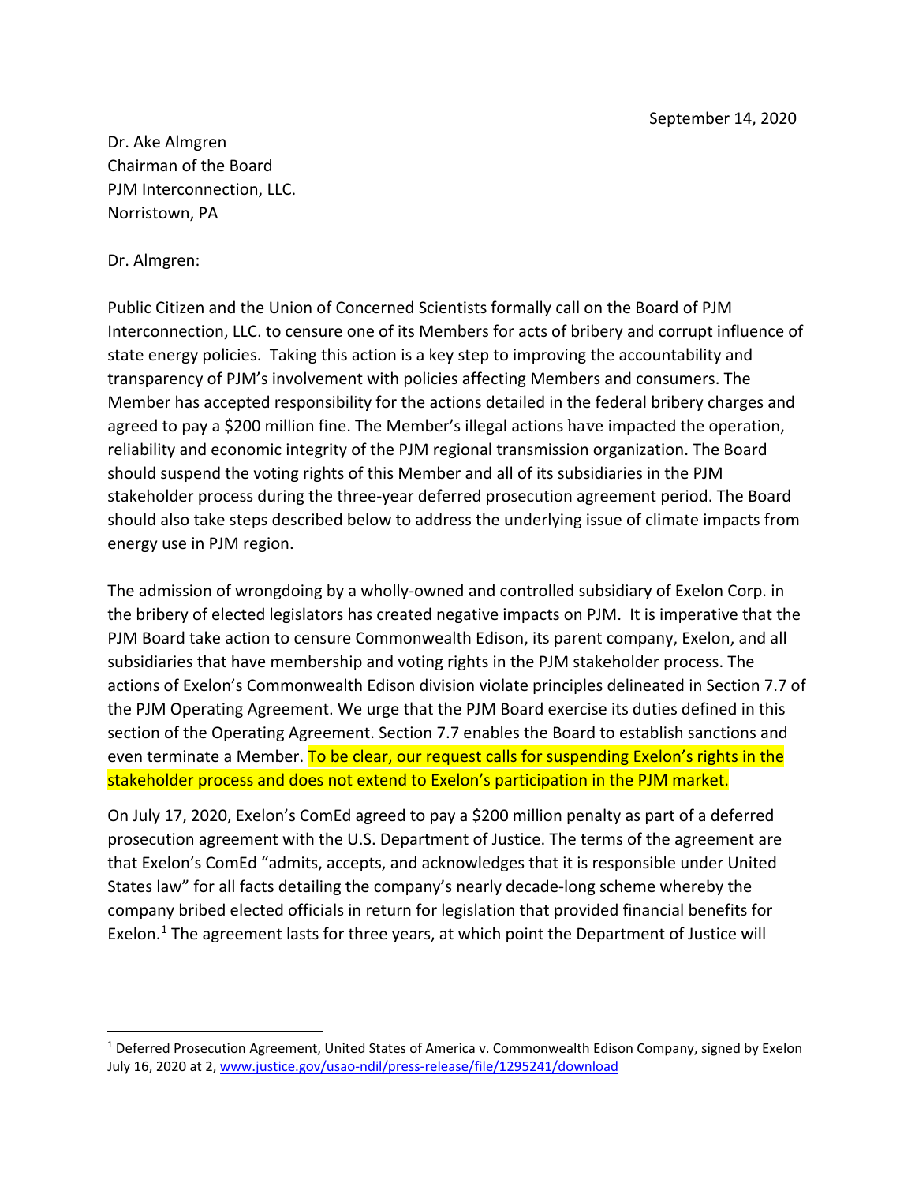September 14, 2020

Dr. Ake Almgren
Chairman of the Board
PJM Interconnection, LLC.
Norristown, PA

Dr. Almgren:

Public Citizen and the Union of Concerned Scientists formally call on the Board of PJM Interconnection, LLC. to censure one of its Members for acts of bribery and corrupt influence of state energy policies. Taking this action is a key step to improving the accountability and transparency of PJM's involvement with policies affecting Members and consumers. The Member has accepted responsibility for the actions detailed in the federal bribery charges and agreed to pay a $200 million fine. The Member's illegal actions have impacted the operation, reliability and economic integrity of the PJM regional transmission organization. The Board should suspend the voting rights of this Member and all of its subsidiaries in the PJM stakeholder process during the three-year deferred prosecution agreement period. The Board should also take steps described below to address the underlying issue of climate impacts from energy use in PJM region.

The admission of wrongdoing by a wholly-owned and controlled subsidiary of Exelon Corp. in the bribery of elected legislators has created negative impacts on PJM. It is imperative that the PJM Board take action to censure Commonwealth Edison, its parent company, Exelon, and all subsidiaries that have membership and voting rights in the PJM stakeholder process. The actions of Exelon's Commonwealth Edison division violate principles delineated in Section 7.7 of the PJM Operating Agreement. We urge that the PJM Board exercise its duties defined in this section of the Operating Agreement. Section 7.7 enables the Board to establish sanctions and even terminate a Member. To be clear, our request calls for suspending Exelon's rights in the stakeholder process and does not extend to Exelon's participation in the PJM market.

On July 17, 2020, Exelon's ComEd agreed to pay a $200 million penalty as part of a deferred prosecution agreement with the U.S. Department of Justice. The terms of the agreement are that Exelon's ComEd "admits, accepts, and acknowledges that it is responsible under United States law" for all facts detailing the company's nearly decade-long scheme whereby the company bribed elected officials in return for legislation that provided financial benefits for Exelon.[1] The agreement lasts for three years, at which point the Department of Justice will

---

[1] Deferred Prosecution Agreement, United States of America v. Commonwealth Edison Company, signed by Exelon July 16, 2020 at 2, www.justice.gov/usao-ndil/press-release/file/1295241/download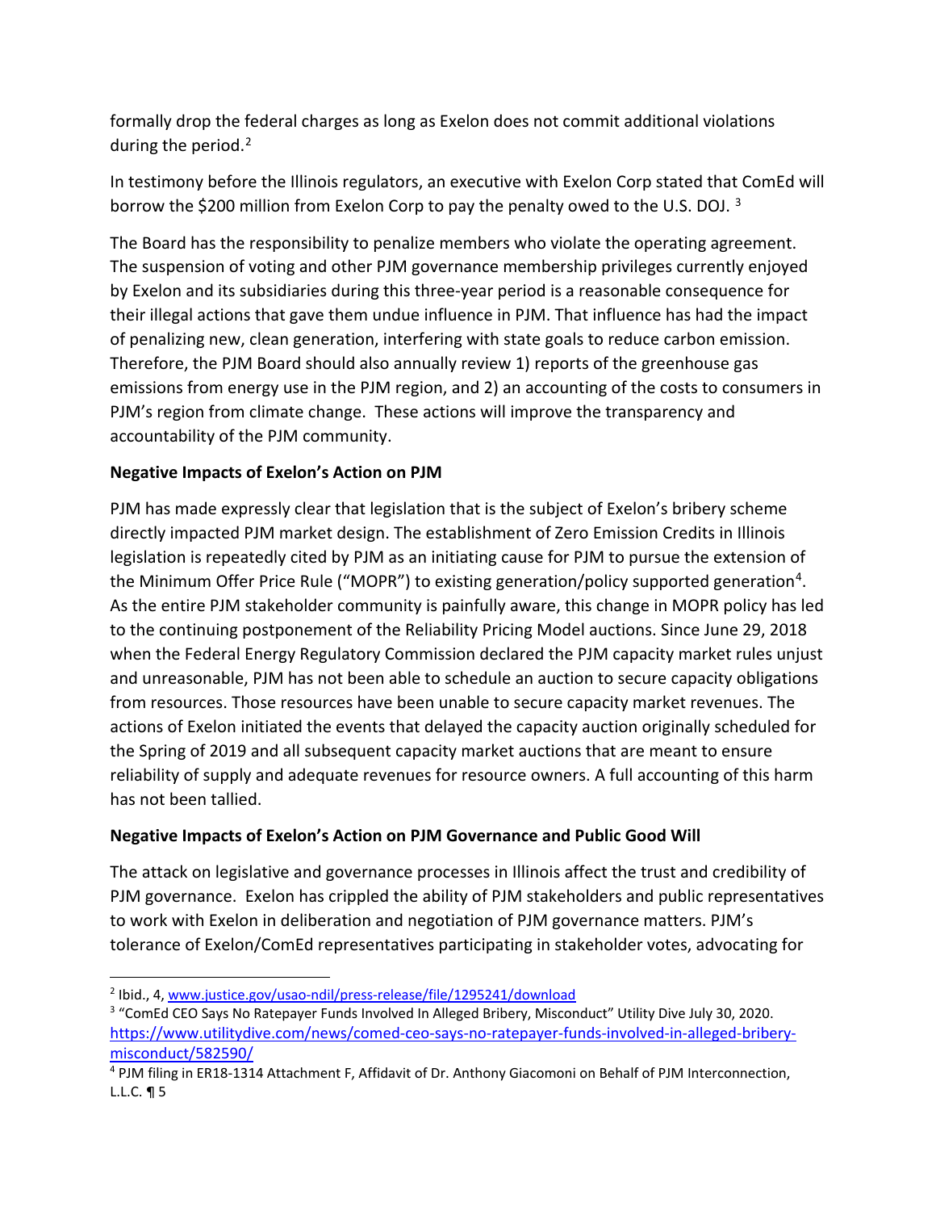formally drop the federal charges as long as Exelon does not commit additional violations during the period.[2]

In testimony before the Illinois regulators, an executive with Exelon Corp stated that ComEd will borrow the $200 million from Exelon Corp to pay the penalty owed to the U.S. DOJ. [3]

The Board has the responsibility to penalize members who violate the operating agreement. The suspension of voting and other PJM governance membership privileges currently enjoyed by Exelon and its subsidiaries during this three-year period is a reasonable consequence for their illegal actions that gave them undue influence in PJM. That influence has had the impact of penalizing new, clean generation, interfering with state goals to reduce carbon emission. Therefore, the PJM Board should also annually review 1) reports of the greenhouse gas emissions from energy use in the PJM region, and 2) an accounting of the costs to consumers in PJM's region from climate change. These actions will improve the transparency and accountability of the PJM community.

**Negative Impacts of Exelon's Action on PJM**

PJM has made expressly clear that legislation that is the subject of Exelon's bribery scheme directly impacted PJM market design. The establishment of Zero Emission Credits in Illinois legislation is repeatedly cited by PJM as an initiating cause for PJM to pursue the extension of the Minimum Offer Price Rule ("MOPR") to existing generation/policy supported generation[4]. As the entire PJM stakeholder community is painfully aware, this change in MOPR policy has led to the continuing postponement of the Reliability Pricing Model auctions. Since June 29, 2018 when the Federal Energy Regulatory Commission declared the PJM capacity market rules unjust and unreasonable, PJM has not been able to schedule an auction to secure capacity obligations from resources. Those resources have been unable to secure capacity market revenues. The actions of Exelon initiated the events that delayed the capacity auction originally scheduled for the Spring of 2019 and all subsequent capacity market auctions that are meant to ensure reliability of supply and adequate revenues for resource owners. A full accounting of this harm has not been tallied.

**Negative Impacts of Exelon's Action on PJM Governance and Public Good Will**

The attack on legislative and governance processes in Illinois affect the trust and credibility of PJM governance. Exelon has crippled the ability of PJM stakeholders and public representatives to work with Exelon in deliberation and negotiation of PJM governance matters. PJM's tolerance of Exelon/ComEd representatives participating in stakeholder votes, advocating for

---

[2] Ibid., 4, www.justice.gov/usao-ndil/press-release/file/1295241/download

[3] "ComEd CEO Says No Ratepayer Funds Involved In Alleged Bribery, Misconduct" Utility Dive July 30, 2020. https://www.utilitydive.com/news/comed-ceo-says-no-ratepayer-funds-involved-in-alleged-bribery-misconduct/582590/

[4] PJM filing in ER18-1314 Attachment F, Affidavit of Dr. Anthony Giacomoni on Behalf of PJM Interconnection, L.L.C. ¶ 5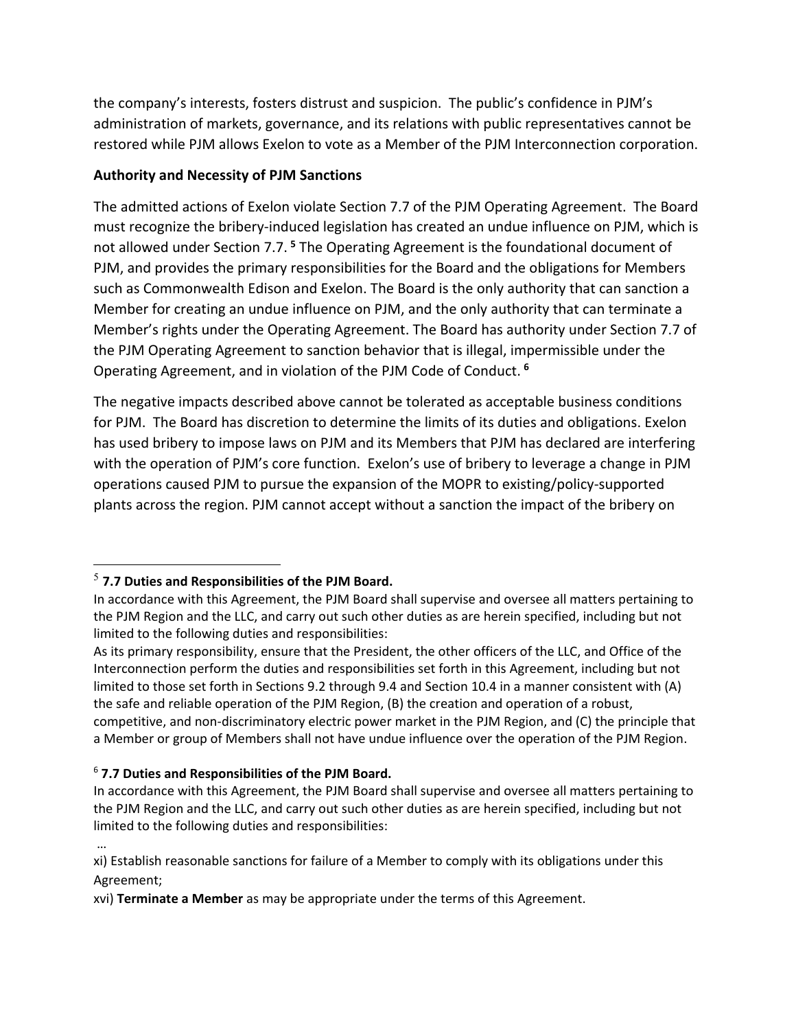the company's interests, fosters distrust and suspicion. The public's confidence in PJM's administration of markets, governance, and its relations with public representatives cannot be restored while PJM allows Exelon to vote as a Member of the PJM Interconnection corporation.

**Authority and Necessity of PJM Sanctions**

The admitted actions of Exelon violate Section 7.7 of the PJM Operating Agreement. The Board must recognize the bribery-induced legislation has created an undue influence on PJM, which is not allowed under Section 7.7. [5] The Operating Agreement is the foundational document of PJM, and provides the primary responsibilities for the Board and the obligations for Members such as Commonwealth Edison and Exelon. The Board is the only authority that can sanction a Member for creating an undue influence on PJM, and the only authority that can terminate a Member's rights under the Operating Agreement. The Board has authority under Section 7.7 of the PJM Operating Agreement to sanction behavior that is illegal, impermissible under the Operating Agreement, and in violation of the PJM Code of Conduct. [6]

The negative impacts described above cannot be tolerated as acceptable business conditions for PJM. The Board has discretion to determine the limits of its duties and obligations. Exelon has used bribery to impose laws on PJM and its Members that PJM has declared are interfering with the operation of PJM's core function. Exelon's use of bribery to leverage a change in PJM operations caused PJM to pursue the expansion of the MOPR to existing/policy-supported plants across the region. PJM cannot accept without a sanction the impact of the bribery on

---

[5] **7.7 Duties and Responsibilities of the PJM Board.**

In accordance with this Agreement, the PJM Board shall supervise and oversee all matters pertaining to the PJM Region and the LLC, and carry out such other duties as are herein specified, including but not limited to the following duties and responsibilities:

As its primary responsibility, ensure that the President, the other officers of the LLC, and Office of the Interconnection perform the duties and responsibilities set forth in this Agreement, including but not limited to those set forth in Sections 9.2 through 9.4 and Section 10.4 in a manner consistent with (A) the safe and reliable operation of the PJM Region, (B) the creation and operation of a robust, competitive, and non-discriminatory electric power market in the PJM Region, and (C) the principle that a Member or group of Members shall not have undue influence over the operation of the PJM Region.

[6] **7.7 Duties and Responsibilities of the PJM Board.**

In accordance with this Agreement, the PJM Board shall supervise and oversee all matters pertaining to the PJM Region and the LLC, and carry out such other duties as are herein specified, including but not limited to the following duties and responsibilities:

…

xi) Establish reasonable sanctions for failure of a Member to comply with its obligations under this Agreement;

xvi) **Terminate a Member** as may be appropriate under the terms of this Agreement.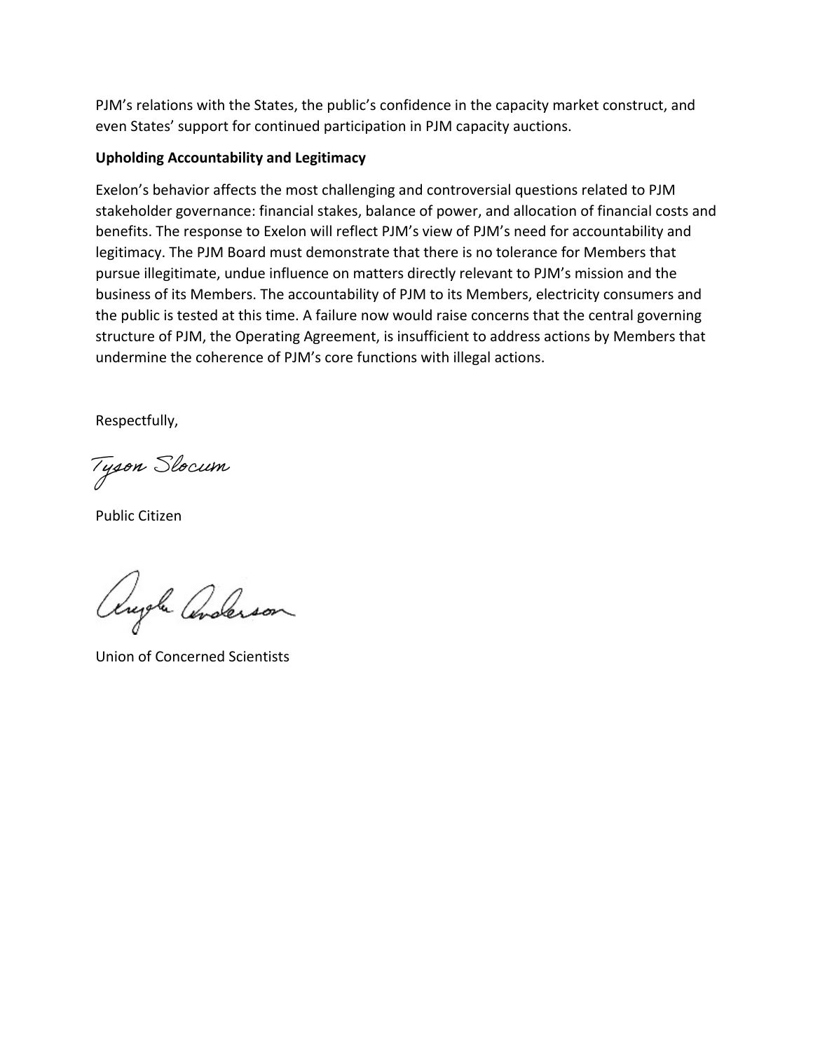PJM's relations with the States, the public's confidence in the capacity market construct, and even States' support for continued participation in PJM capacity auctions.

**Upholding Accountability and Legitimacy**

Exelon's behavior affects the most challenging and controversial questions related to PJM stakeholder governance: financial stakes, balance of power, and allocation of financial costs and benefits. The response to Exelon will reflect PJM's view of PJM's need for accountability and legitimacy. The PJM Board must demonstrate that there is no tolerance for Members that pursue illegitimate, undue influence on matters directly relevant to PJM's mission and the business of its Members. The accountability of PJM to its Members, electricity consumers and the public is tested at this time. A failure now would raise concerns that the central governing structure of PJM, the Operating Agreement, is insufficient to address actions by Members that undermine the coherence of PJM's core functions with illegal actions.

Respectfully,

Tyson Slocum

Public Citizen

Angela Anderson

Union of Concerned Scientists